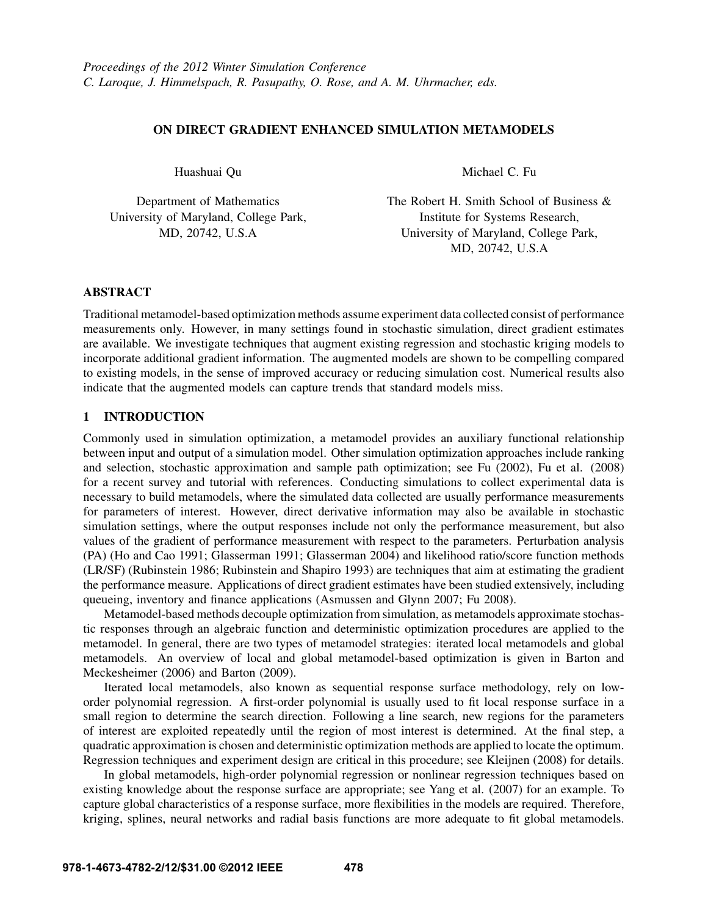*Proceedings of the 2012 Winter Simulation Conference*
*C. Laroque, J. Himmelspach, R. Pasupathy, O. Rose, and A. M. Uhrmacher, eds.*

# ON DIRECT GRADIENT ENHANCED SIMULATION METAMODELS

Huashuai Qu

Department of Mathematics
University of Maryland, College Park,
MD, 20742, U.S.A

Michael C. Fu

The Robert H. Smith School of Business &
Institute for Systems Research,
University of Maryland, College Park,
MD, 20742, U.S.A

## ABSTRACT

Traditional metamodel-based optimization methods assume experiment data collected consist of performance measurements only. However, in many settings found in stochastic simulation, direct gradient estimates are available. We investigate techniques that augment existing regression and stochastic kriging models to incorporate additional gradient information. The augmented models are shown to be compelling compared to existing models, in the sense of improved accuracy or reducing simulation cost. Numerical results also indicate that the augmented models can capture trends that standard models miss.

## 1 INTRODUCTION

Commonly used in simulation optimization, a metamodel provides an auxiliary functional relationship between input and output of a simulation model. Other simulation optimization approaches include ranking and selection, stochastic approximation and sample path optimization; see Fu (2002), Fu et al. (2008) for a recent survey and tutorial with references. Conducting simulations to collect experimental data is necessary to build metamodels, where the simulated data collected are usually performance measurements for parameters of interest. However, direct derivative information may also be available in stochastic simulation settings, where the output responses include not only the performance measurement, but also values of the gradient of performance measurement with respect to the parameters. Perturbation analysis (PA) (Ho and Cao 1991; Glasserman 1991; Glasserman 2004) and likelihood ratio/score function methods (LR/SF) (Rubinstein 1986; Rubinstein and Shapiro 1993) are techniques that aim at estimating the gradient the performance measure. Applications of direct gradient estimates have been studied extensively, including queueing, inventory and finance applications (Asmussen and Glynn 2007; Fu 2008).

Metamodel-based methods decouple optimization from simulation, as metamodels approximate stochastic responses through an algebraic function and deterministic optimization procedures are applied to the metamodel. In general, there are two types of metamodel strategies: iterated local metamodels and global metamodels. An overview of local and global metamodel-based optimization is given in Barton and Meckesheimer (2006) and Barton (2009).

Iterated local metamodels, also known as sequential response surface methodology, rely on low-order polynomial regression. A first-order polynomial is usually used to fit local response surface in a small region to determine the search direction. Following a line search, new regions for the parameters of interest are exploited repeatedly until the region of most interest is determined. At the final step, a quadratic approximation is chosen and deterministic optimization methods are applied to locate the optimum. Regression techniques and experiment design are critical in this procedure; see Kleijnen (2008) for details.

In global metamodels, high-order polynomial regression or nonlinear regression techniques based on existing knowledge about the response surface are appropriate; see Yang et al. (2007) for an example. To capture global characteristics of a response surface, more flexibilities in the models are required. Therefore, kriging, splines, neural networks and radial basis functions are more adequate to fit global metamodels.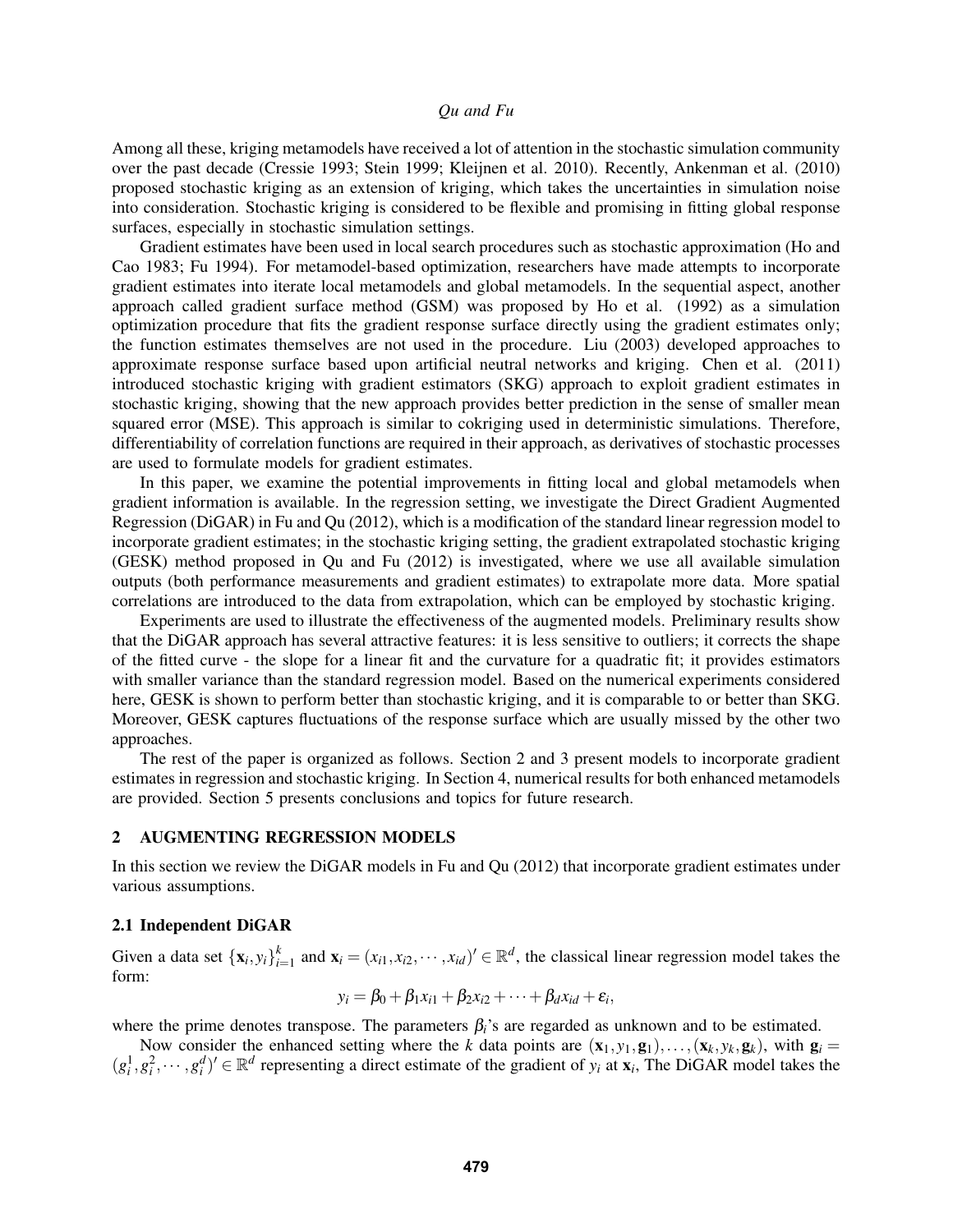Among all these, kriging metamodels have received a lot of attention in the stochastic simulation community over the past decade (Cressie 1993; Stein 1999; Kleijnen et al. 2010). Recently, Ankenman et al. (2010) proposed stochastic kriging as an extension of kriging, which takes the uncertainties in simulation noise into consideration. Stochastic kriging is considered to be flexible and promising in fitting global response surfaces, especially in stochastic simulation settings.

Gradient estimates have been used in local search procedures such as stochastic approximation (Ho and Cao 1983; Fu 1994). For metamodel-based optimization, researchers have made attempts to incorporate gradient estimates into iterate local metamodels and global metamodels. In the sequential aspect, another approach called gradient surface method (GSM) was proposed by Ho et al. (1992) as a simulation optimization procedure that fits the gradient response surface directly using the gradient estimates only; the function estimates themselves are not used in the procedure. Liu (2003) developed approaches to approximate response surface based upon artificial neutral networks and kriging. Chen et al. (2011) introduced stochastic kriging with gradient estimators (SKG) approach to exploit gradient estimates in stochastic kriging, showing that the new approach provides better prediction in the sense of smaller mean squared error (MSE). This approach is similar to cokriging used in deterministic simulations. Therefore, differentiability of correlation functions are required in their approach, as derivatives of stochastic processes are used to formulate models for gradient estimates.

In this paper, we examine the potential improvements in fitting local and global metamodels when gradient information is available. In the regression setting, we investigate the Direct Gradient Augmented Regression (DiGAR) in Fu and Qu (2012), which is a modification of the standard linear regression model to incorporate gradient estimates; in the stochastic kriging setting, the gradient extrapolated stochastic kriging (GESK) method proposed in Qu and Fu (2012) is investigated, where we use all available simulation outputs (both performance measurements and gradient estimates) to extrapolate more data. More spatial correlations are introduced to the data from extrapolation, which can be employed by stochastic kriging.

Experiments are used to illustrate the effectiveness of the augmented models. Preliminary results show that the DiGAR approach has several attractive features: it is less sensitive to outliers; it corrects the shape of the fitted curve - the slope for a linear fit and the curvature for a quadratic fit; it provides estimators with smaller variance than the standard regression model. Based on the numerical experiments considered here, GESK is shown to perform better than stochastic kriging, and it is comparable to or better than SKG. Moreover, GESK captures fluctuations of the response surface which are usually missed by the other two approaches.

The rest of the paper is organized as follows. Section 2 and 3 present models to incorporate gradient estimates in regression and stochastic kriging. In Section 4, numerical results for both enhanced metamodels are provided. Section 5 presents conclusions and topics for future research.

## 2 AUGMENTING REGRESSION MODELS

In this section we review the DiGAR models in Fu and Qu (2012) that incorporate gradient estimates under various assumptions.

### 2.1 Independent DiGAR

Given a data set $\{\mathbf{x}_i, y_i\}_{i=1}^k$ and $\mathbf{x}_i = (x_{i1}, x_{i2}, \cdots, x_{id})' \in \mathbb{R}^d$, the classical linear regression model takes the form:

$$y_i = \beta_0 + \beta_1 x_{i1} + \beta_2 x_{i2} + \cdots + \beta_d x_{id} + \varepsilon_i,$$

where the prime denotes transpose. The parameters $\beta_i$'s are regarded as unknown and to be estimated.

Now consider the enhanced setting where the $k$ data points are $(\mathbf{x}_1, y_1, \mathbf{g}_1), \ldots, (\mathbf{x}_k, y_k, \mathbf{g}_k)$, with $\mathbf{g}_i = (g_i^1, g_i^2, \cdots, g_i^d)' \in \mathbb{R}^d$ representing a direct estimate of the gradient of $y_i$ at $\mathbf{x}_i$, The DiGAR model takes the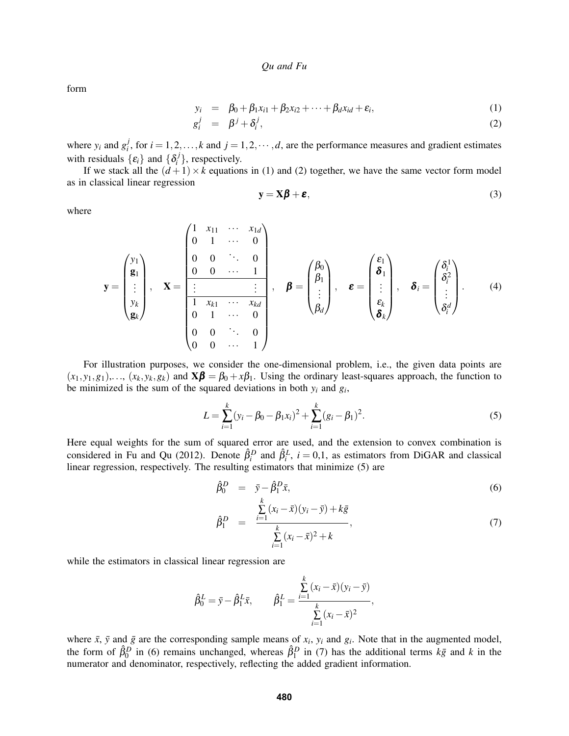form

$$
\begin{aligned}
y_i &= \beta_0 + \beta_1 x_{i1} + \beta_2 x_{i2} + \cdots + \beta_d x_{id} + \varepsilon_i, && (1)\\
g_i^j &= \beta^j + \delta_i^j, && (2)
\end{aligned}
$$

where $y_i$ and $g_i^j$, for $i = 1,2,\ldots,k$ and $j = 1,2,\cdots,d$, are the performance measures and gradient estimates with residuals $\{\varepsilon_i\}$ and $\{\delta_i^j\}$, respectively.

If we stack all the $(d+1)\times k$ equations in (1) and (2) together, we have the same vector form model as in classical linear regression

$$
\mathbf{y} = \mathbf{X}\boldsymbol{\beta} + \boldsymbol{\varepsilon}, \tag{3}
$$

where

$$
\mathbf{y} = \begin{pmatrix} y_1 \\ \mathbf{g}_1 \\ \vdots \\ y_k \\ \mathbf{g}_k \end{pmatrix}, \quad
\mathbf{X} = \left(\begin{array}{cccc}
1 & x_{11} & \cdots & x_{1d} \\
0 & 1 & \cdots & 0 \\
0 & 0 & \ddots & 0 \\
0 & 0 & \cdots & 1 \\ \hline
\vdots & & & \vdots \\ \hline
1 & x_{k1} & \cdots & x_{kd} \\
0 & 1 & \cdots & 0 \\
0 & 0 & \ddots & 0 \\
0 & 0 & \cdots & 1
\end{array}\right), \quad
\boldsymbol{\beta} = \begin{pmatrix} \beta_0 \\ \beta_1 \\ \vdots \\ \beta_d \end{pmatrix}, \quad
\boldsymbol{\varepsilon} = \begin{pmatrix} \varepsilon_1 \\ \boldsymbol{\delta}_1 \\ \vdots \\ \varepsilon_k \\ \boldsymbol{\delta}_k \end{pmatrix}, \quad
\boldsymbol{\delta}_i = \begin{pmatrix} \delta_i^1 \\ \delta_i^2 \\ \vdots \\ \delta_i^d \end{pmatrix}. \tag{4}
$$

For illustration purposes, we consider the one-dimensional problem, i.e., the given data points are $(x_1,y_1,g_1),\ldots,(x_k,y_k,g_k)$ and $\mathbf{X}\boldsymbol{\beta} = \beta_0 + x\beta_1$. Using the ordinary least-squares approach, the function to be minimized is the sum of the squared deviations in both $y_i$ and $g_i$,

$$
L = \sum_{i=1}^{k}(y_i - \beta_0 - \beta_1 x_i)^2 + \sum_{i=1}^{k}(g_i - \beta_1)^2. \tag{5}
$$

Here equal weights for the sum of squared error are used, and the extension to convex combination is considered in Fu and Qu (2012). Denote $\hat{\beta}_i^D$ and $\hat{\beta}_i^L$, $i = 0,1$, as estimators from DiGAR and classical linear regression, respectively. The resulting estimators that minimize (5) are

$$
\begin{aligned}
\hat{\beta}_0^D &= \bar{y} - \hat{\beta}_1^D \bar{x}, && (6)\\
\hat{\beta}_1^D &= \frac{\sum_{i=1}^{k}(x_i - \bar{x})(y_i - \bar{y}) + k\bar{g}}{\sum_{i=1}^{k}(x_i - \bar{x})^2 + k}, && (7)
\end{aligned}
$$

while the estimators in classical linear regression are

$$
\hat{\beta}_0^L = \bar{y} - \hat{\beta}_1^L \bar{x}, \qquad \hat{\beta}_1^L = \frac{\sum_{i=1}^{k}(x_i - \bar{x})(y_i - \bar{y})}{\sum_{i=1}^{k}(x_i - \bar{x})^2},
$$

where $\bar{x}$, $\bar{y}$ and $\bar{g}$ are the corresponding sample means of $x_i$, $y_i$ and $g_i$. Note that in the augmented model, the form of $\hat{\beta}_0^D$ in (6) remains unchanged, whereas $\hat{\beta}_1^D$ in (7) has the additional terms $k\bar{g}$ and $k$ in the numerator and denominator, respectively, reflecting the added gradient information.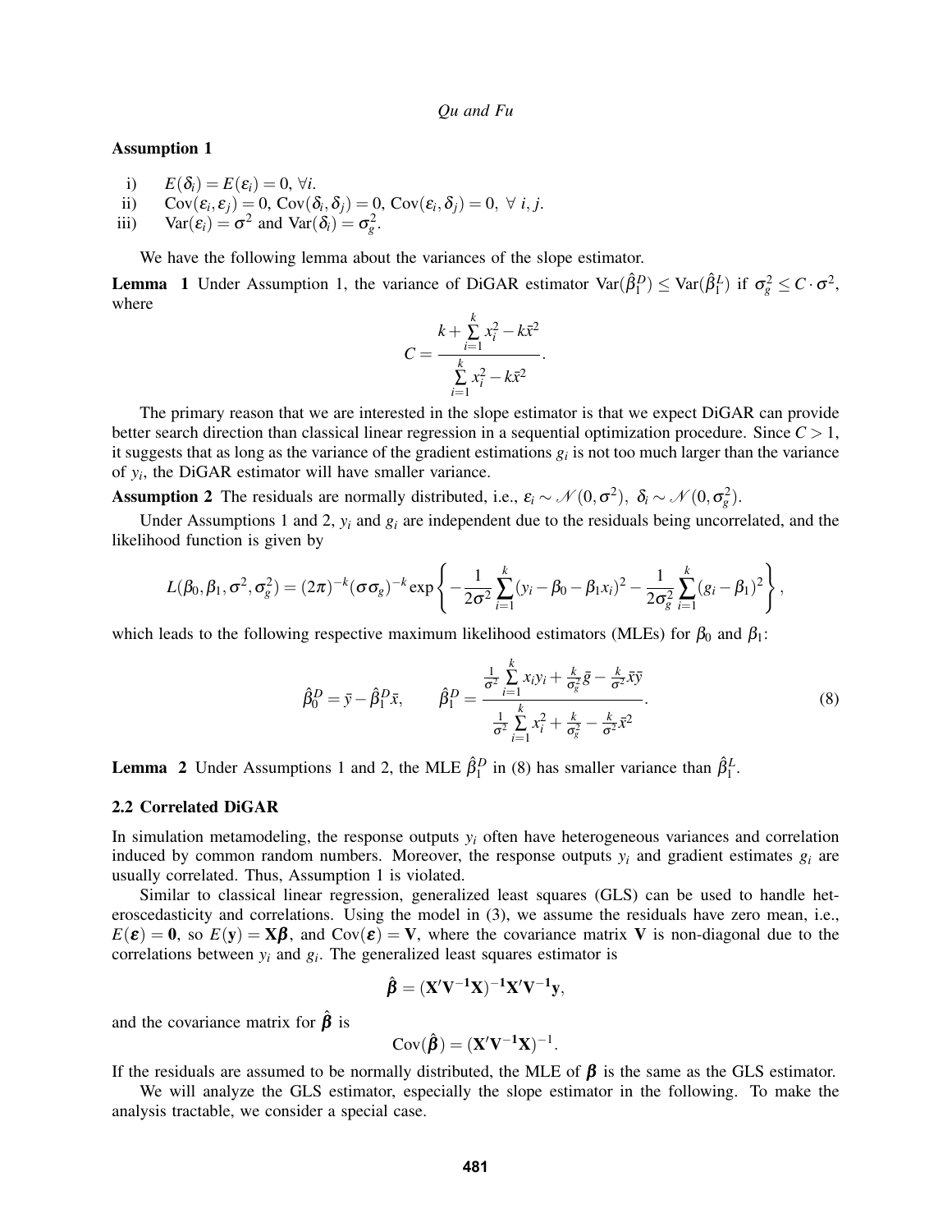**Assumption 1**

i) $E(\delta_i) = E(\varepsilon_i) = 0, \ \forall i$.

ii) $\text{Cov}(\varepsilon_i, \varepsilon_j) = 0$, $\text{Cov}(\delta_i, \delta_j) = 0$, $\text{Cov}(\varepsilon_i, \delta_j) = 0, \ \forall \ i, j$.

iii) $\text{Var}(\varepsilon_i) = \sigma^2$ and $\text{Var}(\delta_i) = \sigma_g^2$.

We have the following lemma about the variances of the slope estimator.

**Lemma 1** Under Assumption 1, the variance of DiGAR estimator $\text{Var}(\hat{\beta}_1^D) \leq \text{Var}(\hat{\beta}_1^L)$ if $\sigma_g^2 \leq C \cdot \sigma^2$, where

$$C = \frac{k + \sum_{i=1}^{k} x_i^2 - k\bar{x}^2}{\sum_{i=1}^{k} x_i^2 - k\bar{x}^2}.$$

The primary reason that we are interested in the slope estimator is that we expect DiGAR can provide better search direction than classical linear regression in a sequential optimization procedure. Since $C > 1$, it suggests that as long as the variance of the gradient estimations $g_i$ is not too much larger than the variance of $y_i$, the DiGAR estimator will have smaller variance.

**Assumption 2** The residuals are normally distributed, i.e., $\varepsilon_i \sim \mathcal{N}(0, \sigma^2), \ \delta_i \sim \mathcal{N}(0, \sigma_g^2)$.

Under Assumptions 1 and 2, $y_i$ and $g_i$ are independent due to the residuals being uncorrelated, and the likelihood function is given by

$$L(\beta_0, \beta_1, \sigma^2, \sigma_g^2) = (2\pi)^{-k}(\sigma\sigma_g)^{-k} \exp\left\{ -\frac{1}{2\sigma^2}\sum_{i=1}^{k}(y_i - \beta_0 - \beta_1 x_i)^2 - \frac{1}{2\sigma_g^2}\sum_{i=1}^{k}(g_i - \beta_1)^2 \right\},$$

which leads to the following respective maximum likelihood estimators (MLEs) for $\beta_0$ and $\beta_1$:

$$\hat{\beta}_0^D = \bar{y} - \hat{\beta}_1^D \bar{x}, \qquad \hat{\beta}_1^D = \frac{\frac{1}{\sigma^2}\sum_{i=1}^{k} x_i y_i + \frac{k}{\sigma_g^2}\bar{g} - \frac{k}{\sigma^2}\bar{x}\bar{y}}{\frac{1}{\sigma^2}\sum_{i=1}^{k} x_i^2 + \frac{k}{\sigma_g^2} - \frac{k}{\sigma^2}\bar{x}^2}. \tag{8}$$

**Lemma 2** Under Assumptions 1 and 2, the MLE $\hat{\beta}_1^D$ in (8) has smaller variance than $\hat{\beta}_1^L$.

### 2.2 Correlated DiGAR

In simulation metamodeling, the response outputs $y_i$ often have heterogeneous variances and correlation induced by common random numbers. Moreover, the response outputs $y_i$ and gradient estimates $g_i$ are usually correlated. Thus, Assumption 1 is violated.

Similar to classical linear regression, generalized least squares (GLS) can be used to handle heteroscedasticity and correlations. Using the model in (3), we assume the residuals have zero mean, i.e., $E(\boldsymbol{\varepsilon}) = \mathbf{0}$, so $E(\mathbf{y}) = \mathbf{X}\boldsymbol{\beta}$, and $\text{Cov}(\boldsymbol{\varepsilon}) = \mathbf{V}$, where the covariance matrix $\mathbf{V}$ is non-diagonal due to the correlations between $y_i$ and $g_i$. The generalized least squares estimator is

$$\hat{\boldsymbol{\beta}} = (\mathbf{X}'\mathbf{V}^{-1}\mathbf{X})^{-1}\mathbf{X}'\mathbf{V}^{-1}\mathbf{y},$$

and the covariance matrix for $\hat{\boldsymbol{\beta}}$ is

$$\text{Cov}(\hat{\boldsymbol{\beta}}) = (\mathbf{X}'\mathbf{V}^{-1}\mathbf{X})^{-1}.$$

If the residuals are assumed to be normally distributed, the MLE of $\boldsymbol{\beta}$ is the same as the GLS estimator.

We will analyze the GLS estimator, especially the slope estimator in the following. To make the analysis tractable, we consider a special case.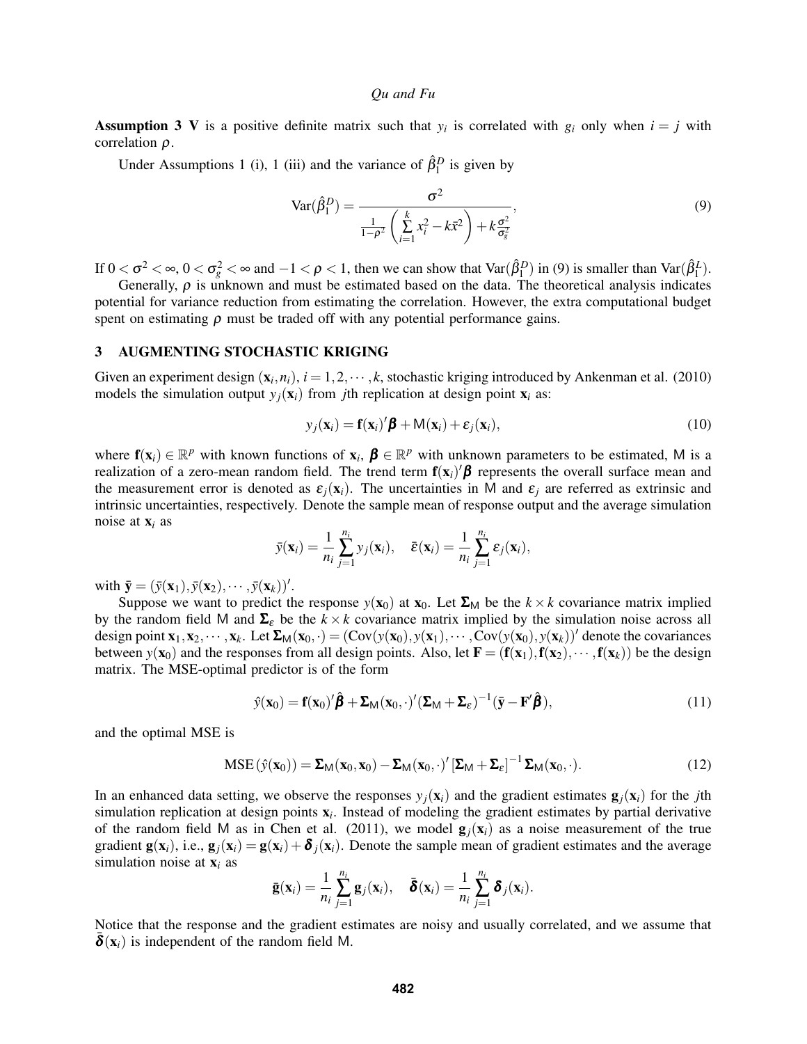**Assumption 3** $\mathbf{V}$ is a positive definite matrix such that $y_i$ is correlated with $g_i$ only when $i = j$ with correlation $\rho$.

Under Assumptions 1 (i), 1 (iii) and the variance of $\hat{\beta}_1^D$ is given by

$$\mathrm{Var}(\hat{\beta}_1^D) = \frac{\sigma^2}{\frac{1}{1-\rho^2}\left(\sum_{i=1}^{k} x_i^2 - k\bar{x}^2\right) + k\frac{\sigma^2}{\sigma_g^2}}, \tag{9}$$

If $0 < \sigma^2 < \infty$, $0 < \sigma_g^2 < \infty$ and $-1 < \rho < 1$, then we can show that $\mathrm{Var}(\hat{\beta}_1^D)$ in (9) is smaller than $\mathrm{Var}(\hat{\beta}_1^L)$.

Generally, $\rho$ is unknown and must be estimated based on the data. The theoretical analysis indicates potential for variance reduction from estimating the correlation. However, the extra computational budget spent on estimating $\rho$ must be traded off with any potential performance gains.

## 3 AUGMENTING STOCHASTIC KRIGING

Given an experiment design $(\mathbf{x}_i, n_i)$, $i = 1, 2, \cdots, k$, stochastic kriging introduced by Ankenman et al. (2010) models the simulation output $y_j(\mathbf{x}_i)$ from $j$th replication at design point $\mathbf{x}_i$ as:

$$y_j(\mathbf{x}_i) = \mathbf{f}(\mathbf{x}_i)'\boldsymbol{\beta} + \mathsf{M}(\mathbf{x}_i) + \varepsilon_j(\mathbf{x}_i), \tag{10}$$

where $\mathbf{f}(\mathbf{x}_i) \in \mathbb{R}^p$ with known functions of $\mathbf{x}_i$, $\boldsymbol{\beta} \in \mathbb{R}^p$ with unknown parameters to be estimated, $\mathsf{M}$ is a realization of a zero-mean random field. The trend term $\mathbf{f}(\mathbf{x}_i)'\boldsymbol{\beta}$ represents the overall surface mean and the measurement error is denoted as $\varepsilon_j(\mathbf{x}_i)$. The uncertainties in $\mathsf{M}$ and $\varepsilon_j$ are referred as extrinsic and intrinsic uncertainties, respectively. Denote the sample mean of response output and the average simulation noise at $\mathbf{x}_i$ as

$$\bar{y}(\mathbf{x}_i) = \frac{1}{n_i}\sum_{j=1}^{n_i} y_j(\mathbf{x}_i), \quad \bar{\varepsilon}(\mathbf{x}_i) = \frac{1}{n_i}\sum_{j=1}^{n_i} \varepsilon_j(\mathbf{x}_i),$$

with $\bar{\mathbf{y}} = (\bar{y}(\mathbf{x}_1), \bar{y}(\mathbf{x}_2), \cdots, \bar{y}(\mathbf{x}_k))'$.

Suppose we want to predict the response $y(\mathbf{x}_0)$ at $\mathbf{x}_0$. Let $\boldsymbol{\Sigma}_{\mathsf{M}}$ be the $k \times k$ covariance matrix implied by the random field $\mathsf{M}$ and $\boldsymbol{\Sigma}_\varepsilon$ be the $k \times k$ covariance matrix implied by the simulation noise across all design point $\mathbf{x}_1, \mathbf{x}_2, \cdots, \mathbf{x}_k$. Let $\boldsymbol{\Sigma}_{\mathsf{M}}(\mathbf{x}_0, \cdot) = (\mathrm{Cov}(y(\mathbf{x}_0), y(\mathbf{x}_1)), \cdots, \mathrm{Cov}(y(\mathbf{x}_0), y(\mathbf{x}_k))'$ denote the covariances between $y(\mathbf{x}_0)$ and the responses from all design points. Also, let $\mathbf{F} = (\mathbf{f}(\mathbf{x}_1), \mathbf{f}(\mathbf{x}_2), \cdots, \mathbf{f}(\mathbf{x}_k))$ be the design matrix. The MSE-optimal predictor is of the form

$$\hat{y}(\mathbf{x}_0) = \mathbf{f}(\mathbf{x}_0)'\hat{\boldsymbol{\beta}} + \boldsymbol{\Sigma}_{\mathsf{M}}(\mathbf{x}_0, \cdot)'(\boldsymbol{\Sigma}_{\mathsf{M}} + \boldsymbol{\Sigma}_\varepsilon)^{-1}(\bar{\mathbf{y}} - \mathbf{F}'\hat{\boldsymbol{\beta}}), \tag{11}$$

and the optimal MSE is

$$\mathrm{MSE}\left(\hat{y}(\mathbf{x}_0)\right) = \boldsymbol{\Sigma}_{\mathsf{M}}(\mathbf{x}_0, \mathbf{x}_0) - \boldsymbol{\Sigma}_{\mathsf{M}}(\mathbf{x}_0, \cdot)'\left[\boldsymbol{\Sigma}_{\mathsf{M}} + \boldsymbol{\Sigma}_\varepsilon\right]^{-1}\boldsymbol{\Sigma}_{\mathsf{M}}(\mathbf{x}_0, \cdot). \tag{12}$$

In an enhanced data setting, we observe the responses $y_j(\mathbf{x}_i)$ and the gradient estimates $\mathbf{g}_j(\mathbf{x}_i)$ for the $j$th simulation replication at design points $\mathbf{x}_i$. Instead of modeling the gradient estimates by partial derivative of the random field $\mathsf{M}$ as in Chen et al. (2011), we model $\mathbf{g}_j(\mathbf{x}_i)$ as a noise measurement of the true gradient $\mathbf{g}(\mathbf{x}_i)$, i.e., $\mathbf{g}_j(\mathbf{x}_i) = \mathbf{g}(\mathbf{x}_i) + \boldsymbol{\delta}_j(\mathbf{x}_i)$. Denote the sample mean of gradient estimates and the average simulation noise at $\mathbf{x}_i$ as

$$\bar{\mathbf{g}}(\mathbf{x}_i) = \frac{1}{n_i}\sum_{j=1}^{n_i} \mathbf{g}_j(\mathbf{x}_i), \quad \bar{\boldsymbol{\delta}}(\mathbf{x}_i) = \frac{1}{n_i}\sum_{j=1}^{n_i} \boldsymbol{\delta}_j(\mathbf{x}_i).$$

Notice that the response and the gradient estimates are noisy and usually correlated, and we assume that $\bar{\boldsymbol{\delta}}(\mathbf{x}_i)$ is independent of the random field $\mathsf{M}$.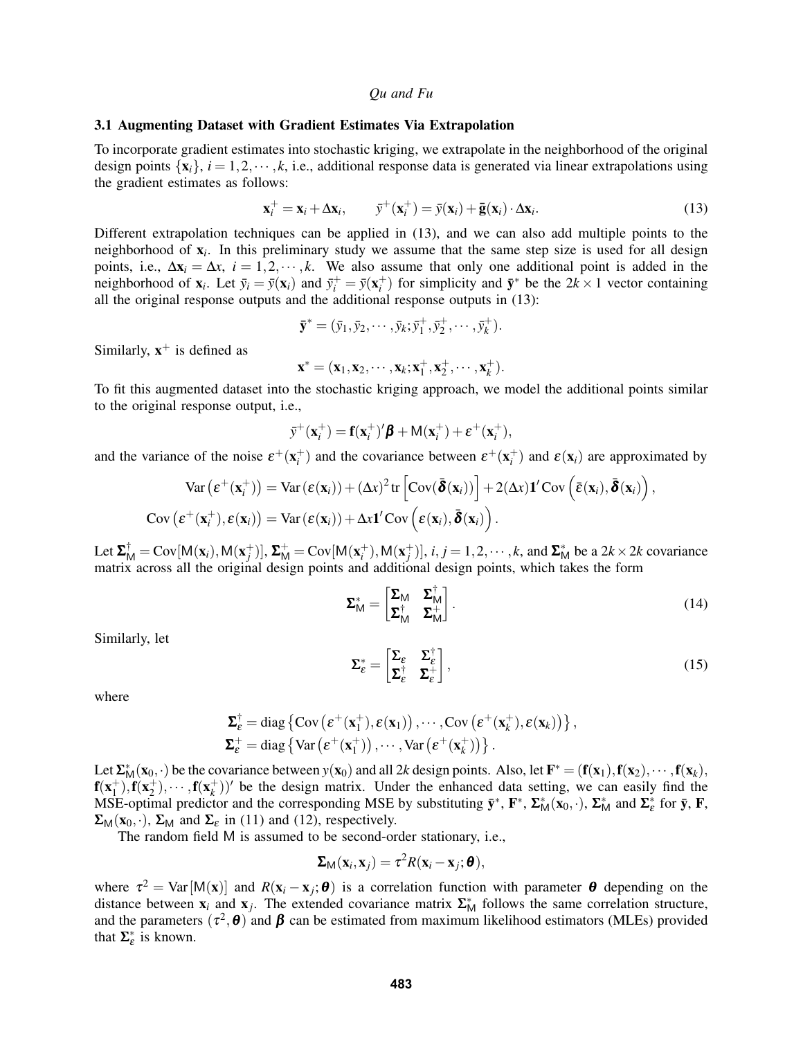### 3.1 Augmenting Dataset with Gradient Estimates Via Extrapolation

To incorporate gradient estimates into stochastic kriging, we extrapolate in the neighborhood of the original design points $\{\mathbf{x}_i\}$, $i = 1,2,\cdots,k$, i.e., additional response data is generated via linear extrapolations using the gradient estimates as follows:

$$\mathbf{x}_i^+ = \mathbf{x}_i + \Delta\mathbf{x}_i, \qquad \bar{y}^+(\mathbf{x}_i^+) = \bar{y}(\mathbf{x}_i) + \bar{\mathbf{g}}(\mathbf{x}_i)\cdot\Delta\mathbf{x}_i. \tag{13}$$

Different extrapolation techniques can be applied in (13), and we can also add multiple points to the neighborhood of $\mathbf{x}_i$. In this preliminary study we assume that the same step size is used for all design points, i.e., $\Delta\mathbf{x}_i = \Delta x$, $i = 1,2,\cdots,k$. We also assume that only one additional point is added in the neighborhood of $\mathbf{x}_i$. Let $\bar{y}_i = \bar{y}(\mathbf{x}_i)$ and $\bar{y}_i^+ = \bar{y}(\mathbf{x}_i^+)$ for simplicity and $\bar{\mathbf{y}}^*$ be the $2k\times 1$ vector containing all the original response outputs and the additional response outputs in (13):

$$\bar{\mathbf{y}}^* = (\bar{y}_1,\bar{y}_2,\cdots,\bar{y}_k;\bar{y}_1^+,\bar{y}_2^+,\cdots,\bar{y}_k^+).$$

Similarly, $\mathbf{x}^+$ is defined as

$$\mathbf{x}^* = (\mathbf{x}_1,\mathbf{x}_2,\cdots,\mathbf{x}_k;\mathbf{x}_1^+,\mathbf{x}_2^+,\cdots,\mathbf{x}_k^+).$$

To fit this augmented dataset into the stochastic kriging approach, we model the additional points similar to the original response output, i.e.,

$$\bar{y}^+(\mathbf{x}_i^+) = \mathbf{f}(\mathbf{x}_i^+)'\boldsymbol{\beta} + \mathsf{M}(\mathbf{x}_i^+) + \varepsilon^+(\mathbf{x}_i^+),$$

and the variance of the noise $\varepsilon^+(\mathbf{x}_i^+)$ and the covariance between $\varepsilon^+(\mathbf{x}_i^+)$ and $\varepsilon(\mathbf{x}_i)$ are approximated by

$$\begin{aligned}
\operatorname{Var}\left(\varepsilon^+(\mathbf{x}_i^+)\right) &= \operatorname{Var}\left(\varepsilon(\mathbf{x}_i)\right) + (\Delta x)^2 \operatorname{tr}\left[\operatorname{Cov}(\bar{\boldsymbol{\delta}}(\mathbf{x}_i))\right] + 2(\Delta x)\mathbf{1}'\operatorname{Cov}\left(\bar{\varepsilon}(\mathbf{x}_i),\bar{\boldsymbol{\delta}}(\mathbf{x}_i)\right),\\
\operatorname{Cov}\left(\varepsilon^+(\mathbf{x}_i^+),\varepsilon(\mathbf{x}_i)\right) &= \operatorname{Var}\left(\varepsilon(\mathbf{x}_i)\right) + \Delta x\mathbf{1}'\operatorname{Cov}\left(\varepsilon(\mathbf{x}_i),\bar{\boldsymbol{\delta}}(\mathbf{x}_i)\right).
\end{aligned}$$

Let $\boldsymbol{\Sigma}_{\mathsf{M}}^{\dagger} = \operatorname{Cov}[\mathsf{M}(\mathbf{x}_i),\mathsf{M}(\mathbf{x}_j^+)]$, $\boldsymbol{\Sigma}_{\mathsf{M}}^{+} = \operatorname{Cov}[\mathsf{M}(\mathbf{x}_i^+),\mathsf{M}(\mathbf{x}_j^+)]$, $i,j = 1,2,\cdots,k$, and $\boldsymbol{\Sigma}_{\mathsf{M}}^{*}$ be a $2k\times 2k$ covariance matrix across all the original design points and additional design points, which takes the form

$$\boldsymbol{\Sigma}_{\mathsf{M}}^{*} = \begin{bmatrix}\boldsymbol{\Sigma}_{\mathsf{M}} & \boldsymbol{\Sigma}_{\mathsf{M}}^{\dagger}\\ \boldsymbol{\Sigma}_{\mathsf{M}}^{\dagger} & \boldsymbol{\Sigma}_{\mathsf{M}}^{+}\end{bmatrix}. \tag{14}$$

Similarly, let

$$\boldsymbol{\Sigma}_{\varepsilon}^{*} = \begin{bmatrix}\boldsymbol{\Sigma}_{\varepsilon} & \boldsymbol{\Sigma}_{\varepsilon}^{\dagger}\\ \boldsymbol{\Sigma}_{\varepsilon}^{\dagger} & \boldsymbol{\Sigma}_{\varepsilon}^{+}\end{bmatrix}, \tag{15}$$

where

$$\begin{aligned}
\boldsymbol{\Sigma}_{\varepsilon}^{\dagger} &= \operatorname{diag}\left\{\operatorname{Cov}\left(\varepsilon^+(\mathbf{x}_1^+),\varepsilon(\mathbf{x}_1)\right),\cdots,\operatorname{Cov}\left(\varepsilon^+(\mathbf{x}_k^+),\varepsilon(\mathbf{x}_k)\right)\right\},\\
\boldsymbol{\Sigma}_{\varepsilon}^{+} &= \operatorname{diag}\left\{\operatorname{Var}\left(\varepsilon^+(\mathbf{x}_1^+)\right),\cdots,\operatorname{Var}\left(\varepsilon^+(\mathbf{x}_k^+)\right)\right\}.
\end{aligned}$$

Let $\boldsymbol{\Sigma}_{\mathsf{M}}^{*}(\mathbf{x}_0,\cdot)$ be the covariance between $y(\mathbf{x}_0)$ and all $2k$ design points. Also, let $\mathbf{F}^* = (\mathbf{f}(\mathbf{x}_1),\mathbf{f}(\mathbf{x}_2),\cdots,\mathbf{f}(\mathbf{x}_k),\mathbf{f}(\mathbf{x}_1^+),\mathbf{f}(\mathbf{x}_2^+),\cdots,\mathbf{f}(\mathbf{x}_k^+))'$ be the design matrix. Under the enhanced data setting, we can easily find the MSE-optimal predictor and the corresponding MSE by substituting $\bar{\mathbf{y}}^*$, $\mathbf{F}^*$, $\boldsymbol{\Sigma}_{\mathsf{M}}^{*}(\mathbf{x}_0,\cdot)$, $\boldsymbol{\Sigma}_{\mathsf{M}}^{*}$ and $\boldsymbol{\Sigma}_{\varepsilon}^{*}$ for $\bar{\mathbf{y}}$, $\mathbf{F}$, $\boldsymbol{\Sigma}_{\mathsf{M}}(\mathbf{x}_0,\cdot)$, $\boldsymbol{\Sigma}_{\mathsf{M}}$ and $\boldsymbol{\Sigma}_{\varepsilon}$ in (11) and (12), respectively.

The random field $\mathsf{M}$ is assumed to be second-order stationary, i.e.,

$$\boldsymbol{\Sigma}_{\mathsf{M}}(\mathbf{x}_i,\mathbf{x}_j) = \tau^2 R(\mathbf{x}_i - \mathbf{x}_j;\boldsymbol{\theta}),$$

where $\tau^2 = \operatorname{Var}[\mathsf{M}(\mathbf{x})]$ and $R(\mathbf{x}_i - \mathbf{x}_j;\boldsymbol{\theta})$ is a correlation function with parameter $\boldsymbol{\theta}$ depending on the distance between $\mathbf{x}_i$ and $\mathbf{x}_j$. The extended covariance matrix $\boldsymbol{\Sigma}_{\mathsf{M}}^{*}$ follows the same correlation structure, and the parameters $(\tau^2,\boldsymbol{\theta})$ and $\boldsymbol{\beta}$ can be estimated from maximum likelihood estimators (MLEs) provided that $\boldsymbol{\Sigma}_{\varepsilon}^{*}$ is known.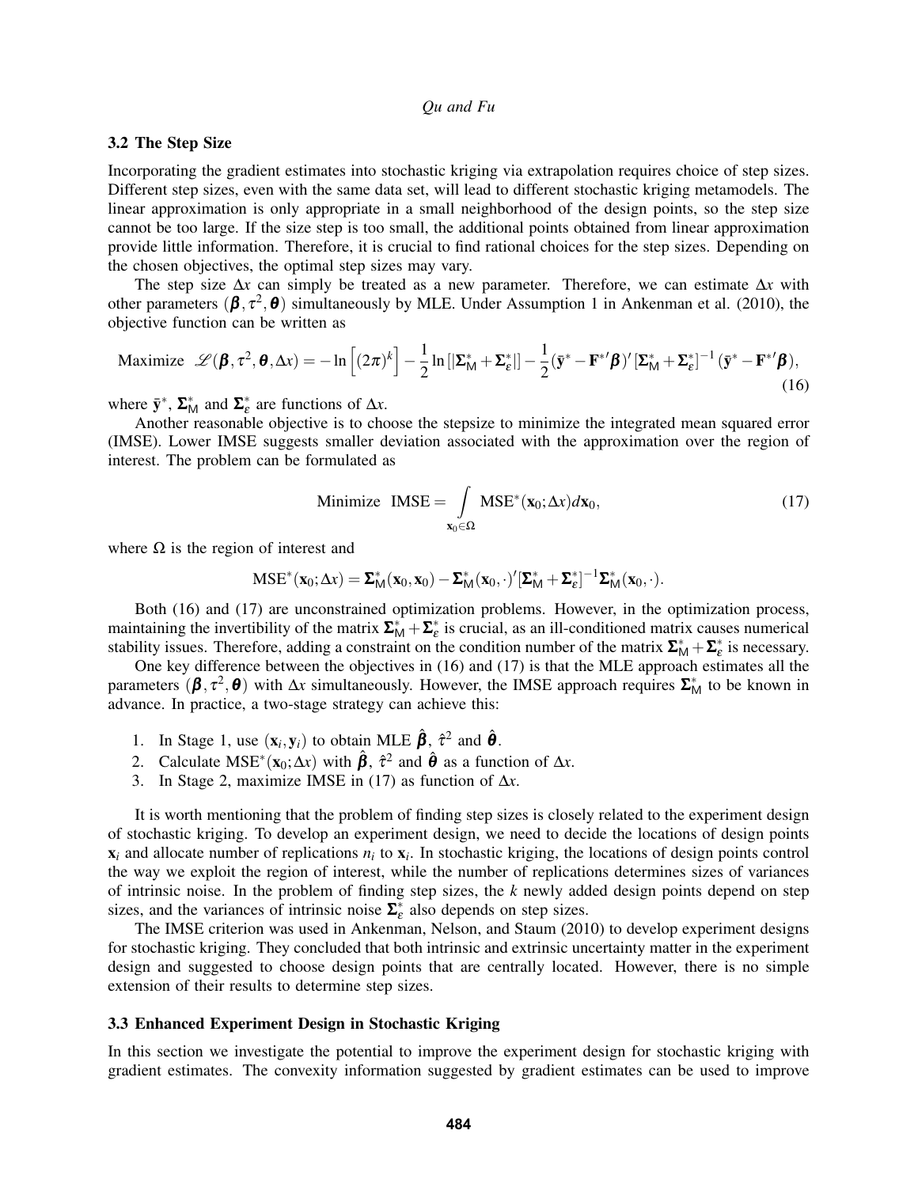### 3.2 The Step Size

Incorporating the gradient estimates into stochastic kriging via extrapolation requires choice of step sizes. Different step sizes, even with the same data set, will lead to different stochastic kriging metamodels. The linear approximation is only appropriate in a small neighborhood of the design points, so the step size cannot be too large. If the size step is too small, the additional points obtained from linear approximation provide little information. Therefore, it is crucial to find rational choices for the step sizes. Depending on the chosen objectives, the optimal step sizes may vary.

The step size $\Delta x$ can simply be treated as a new parameter. Therefore, we can estimate $\Delta x$ with other parameters $(\boldsymbol{\beta}, \tau^2, \boldsymbol{\theta})$ simultaneously by MLE. Under Assumption 1 in Ankenman et al. (2010), the objective function can be written as

$$\text{Maximize} \quad \mathscr{L}(\boldsymbol{\beta}, \tau^2, \boldsymbol{\theta}, \Delta x) = -\ln\left[(2\pi)^k\right] - \frac{1}{2}\ln\left[|\boldsymbol{\Sigma}_{\mathsf{M}}^* + \boldsymbol{\Sigma}_{\varepsilon}^*|\right] - \frac{1}{2}(\bar{\mathbf{y}}^* - \mathbf{F}^{*\prime}\boldsymbol{\beta})'\left[\boldsymbol{\Sigma}_{\mathsf{M}}^* + \boldsymbol{\Sigma}_{\varepsilon}^*\right]^{-1}(\bar{\mathbf{y}}^* - \mathbf{F}^{*\prime}\boldsymbol{\beta}), \tag{16}$$

where $\bar{\mathbf{y}}^*$, $\boldsymbol{\Sigma}_{\mathsf{M}}^*$ and $\boldsymbol{\Sigma}_{\varepsilon}^*$ are functions of $\Delta x$.

Another reasonable objective is to choose the stepsize to minimize the integrated mean squared error (IMSE). Lower IMSE suggests smaller deviation associated with the approximation over the region of interest. The problem can be formulated as

$$\text{Minimize} \quad \text{IMSE} = \int_{\mathbf{x}_0 \in \Omega} \text{MSE}^*(\mathbf{x}_0; \Delta x) d\mathbf{x}_0, \tag{17}$$

where $\Omega$ is the region of interest and

$$\text{MSE}^*(\mathbf{x}_0; \Delta x) = \boldsymbol{\Sigma}_{\mathsf{M}}^*(\mathbf{x}_0, \mathbf{x}_0) - \boldsymbol{\Sigma}_{\mathsf{M}}^*(\mathbf{x}_0, \cdot)'[\boldsymbol{\Sigma}_{\mathsf{M}}^* + \boldsymbol{\Sigma}_{\varepsilon}^*]^{-1}\boldsymbol{\Sigma}_{\mathsf{M}}^*(\mathbf{x}_0, \cdot).$$

Both (16) and (17) are unconstrained optimization problems. However, in the optimization process, maintaining the invertibility of the matrix $\boldsymbol{\Sigma}_{\mathsf{M}}^* + \boldsymbol{\Sigma}_{\varepsilon}^*$ is crucial, as an ill-conditioned matrix causes numerical stability issues. Therefore, adding a constraint on the condition number of the matrix $\boldsymbol{\Sigma}_{\mathsf{M}}^* + \boldsymbol{\Sigma}_{\varepsilon}^*$ is necessary.

One key difference between the objectives in (16) and (17) is that the MLE approach estimates all the parameters $(\boldsymbol{\beta}, \tau^2, \boldsymbol{\theta})$ with $\Delta x$ simultaneously. However, the IMSE approach requires $\boldsymbol{\Sigma}_{\mathsf{M}}^*$ to be known in advance. In practice, a two-stage strategy can achieve this:

1. In Stage 1, use $(\mathbf{x}_i, \mathbf{y}_i)$ to obtain MLE $\hat{\boldsymbol{\beta}}$, $\hat{\tau}^2$ and $\hat{\boldsymbol{\theta}}$.
2. Calculate $\text{MSE}^*(\mathbf{x}_0; \Delta x)$ with $\hat{\boldsymbol{\beta}}$, $\hat{\tau}^2$ and $\hat{\boldsymbol{\theta}}$ as a function of $\Delta x$.
3. In Stage 2, maximize IMSE in (17) as function of $\Delta x$.

It is worth mentioning that the problem of finding step sizes is closely related to the experiment design of stochastic kriging. To develop an experiment design, we need to decide the locations of design points $\mathbf{x}_i$ and allocate number of replications $n_i$ to $\mathbf{x}_i$. In stochastic kriging, the locations of design points control the way we exploit the region of interest, while the number of replications determines sizes of variances of intrinsic noise. In the problem of finding step sizes, the $k$ newly added design points depend on step sizes, and the variances of intrinsic noise $\boldsymbol{\Sigma}_{\varepsilon}^*$ also depends on step sizes.

The IMSE criterion was used in Ankenman, Nelson, and Staum (2010) to develop experiment designs for stochastic kriging. They concluded that both intrinsic and extrinsic uncertainty matter in the experiment design and suggested to choose design points that are centrally located. However, there is no simple extension of their results to determine step sizes.

### 3.3 Enhanced Experiment Design in Stochastic Kriging

In this section we investigate the potential to improve the experiment design for stochastic kriging with gradient estimates. The convexity information suggested by gradient estimates can be used to improve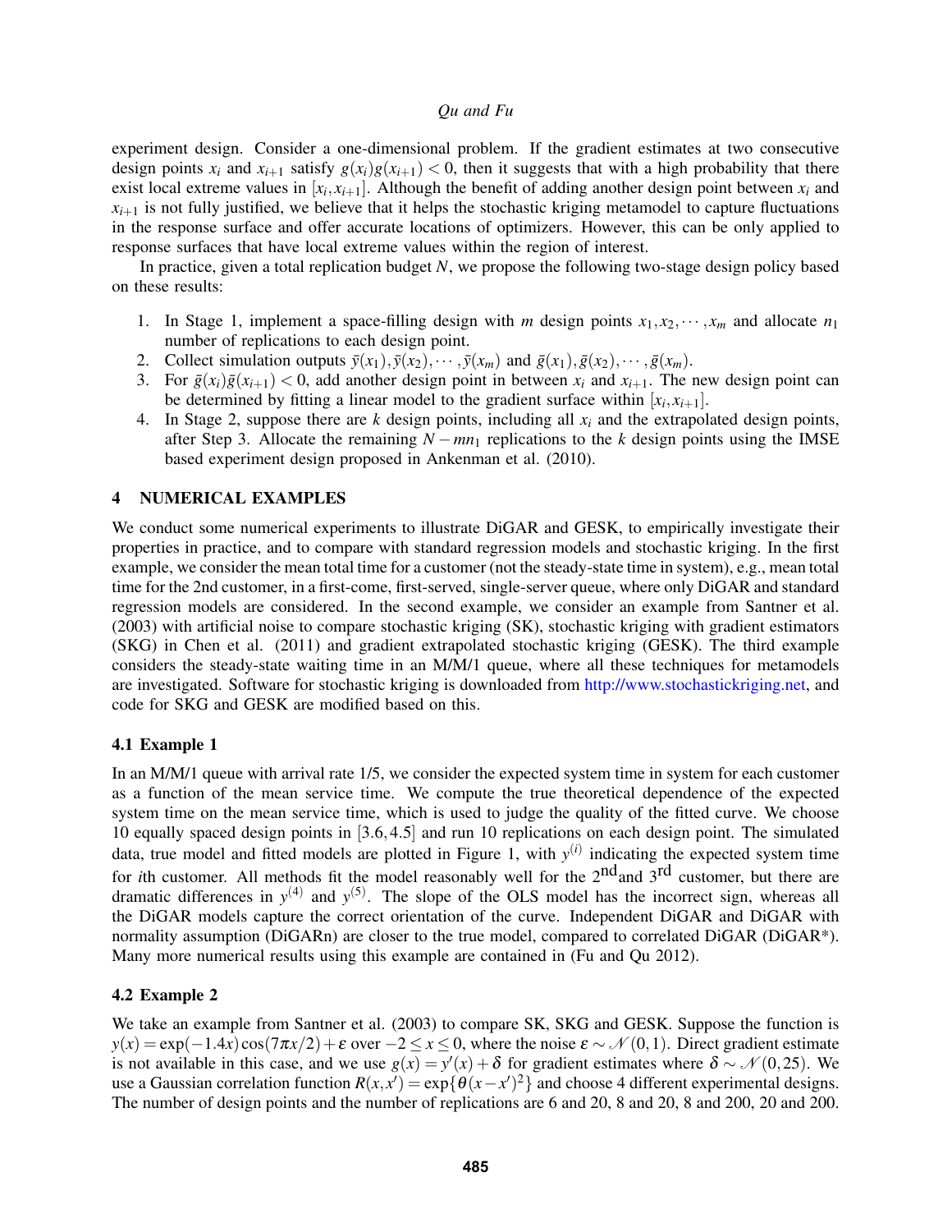experiment design. Consider a one-dimensional problem. If the gradient estimates at two consecutive design points $x_i$ and $x_{i+1}$ satisfy $g(x_i)g(x_{i+1}) < 0$, then it suggests that with a high probability that there exist local extreme values in $[x_i, x_{i+1}]$. Although the benefit of adding another design point between $x_i$ and $x_{i+1}$ is not fully justified, we believe that it helps the stochastic kriging metamodel to capture fluctuations in the response surface and offer accurate locations of optimizers. However, this can be only applied to response surfaces that have local extreme values within the region of interest.

In practice, given a total replication budget $N$, we propose the following two-stage design policy based on these results:

1. In Stage 1, implement a space-filling design with $m$ design points $x_1, x_2, \cdots, x_m$ and allocate $n_1$ number of replications to each design point.
2. Collect simulation outputs $\bar{y}(x_1), \bar{y}(x_2), \cdots, \bar{y}(x_m)$ and $\bar{g}(x_1), \bar{g}(x_2), \cdots, \bar{g}(x_m)$.
3. For $\bar{g}(x_i)\bar{g}(x_{i+1}) < 0$, add another design point in between $x_i$ and $x_{i+1}$. The new design point can be determined by fitting a linear model to the gradient surface within $[x_i, x_{i+1}]$.
4. In Stage 2, suppose there are $k$ design points, including all $x_i$ and the extrapolated design points, after Step 3. Allocate the remaining $N - mn_1$ replications to the $k$ design points using the IMSE based experiment design proposed in Ankenman et al. (2010).

## 4 NUMERICAL EXAMPLES

We conduct some numerical experiments to illustrate DiGAR and GESK, to empirically investigate their properties in practice, and to compare with standard regression models and stochastic kriging. In the first example, we consider the mean total time for a customer (not the steady-state time in system), e.g., mean total time for the 2nd customer, in a first-come, first-served, single-server queue, where only DiGAR and standard regression models are considered. In the second example, we consider an example from Santner et al. (2003) with artificial noise to compare stochastic kriging (SK), stochastic kriging with gradient estimators (SKG) in Chen et al. (2011) and gradient extrapolated stochastic kriging (GESK). The third example considers the steady-state waiting time in an M/M/1 queue, where all these techniques for metamodels are investigated. Software for stochastic kriging is downloaded from http://www.stochastickriging.net, and code for SKG and GESK are modified based on this.

### 4.1 Example 1

In an M/M/1 queue with arrival rate 1/5, we consider the expected system time in system for each customer as a function of the mean service time. We compute the true theoretical dependence of the expected system time on the mean service time, which is used to judge the quality of the fitted curve. We choose 10 equally spaced design points in $[3.6, 4.5]$ and run 10 replications on each design point. The simulated data, true model and fitted models are plotted in Figure 1, with $y^{(i)}$ indicating the expected system time for $i$th customer. All methods fit the model reasonably well for the 2nd and 3rd customer, but there are dramatic differences in $y^{(4)}$ and $y^{(5)}$. The slope of the OLS model has the incorrect sign, whereas all the DiGAR models capture the correct orientation of the curve. Independent DiGAR and DiGAR with normality assumption (DiGARn) are closer to the true model, compared to correlated DiGAR (DiGAR*). Many more numerical results using this example are contained in (Fu and Qu 2012).

### 4.2 Example 2

We take an example from Santner et al. (2003) to compare SK, SKG and GESK. Suppose the function is $y(x) = \exp(-1.4x)\cos(7\pi x/2) + \varepsilon$ over $-2 \leq x \leq 0$, where the noise $\varepsilon \sim \mathcal{N}(0,1)$. Direct gradient estimate is not available in this case, and we use $g(x) = y'(x) + \delta$ for gradient estimates where $\delta \sim \mathcal{N}(0,25)$. We use a Gaussian correlation function $R(x,x') = \exp\{\theta(x-x')^2\}$ and choose 4 different experimental designs. The number of design points and the number of replications are 6 and 20, 8 and 20, 8 and 200, 20 and 200.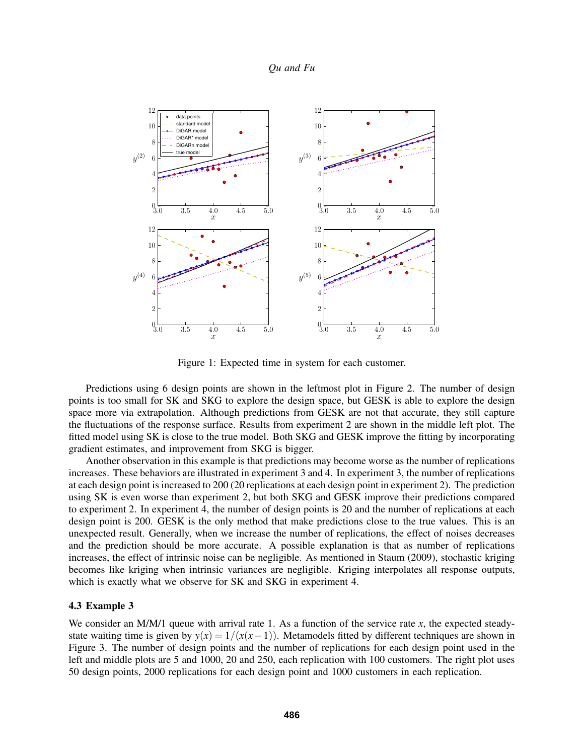Figure 1: Expected time in system for each customer.

Predictions using 6 design points are shown in the leftmost plot in Figure 2. The number of design points is too small for SK and SKG to explore the design space, but GESK is able to explore the design space more via extrapolation. Although predictions from GESK are not that accurate, they still capture the fluctuations of the response surface. Results from experiment 2 are shown in the middle left plot. The fitted model using SK is close to the true model. Both SKG and GESK improve the fitting by incorporating gradient estimates, and improvement from SKG is bigger.

Another observation in this example is that predictions may become worse as the number of replications increases. These behaviors are illustrated in experiment 3 and 4. In experiment 3, the number of replications at each design point is increased to 200 (20 replications at each design point in experiment 2). The prediction using SK is even worse than experiment 2, but both SKG and GESK improve their predictions compared to experiment 2. In experiment 4, the number of design points is 20 and the number of replications at each design point is 200. GESK is the only method that make predictions close to the true values. This is an unexpected result. Generally, when we increase the number of replications, the effect of noises decreases and the prediction should be more accurate. A possible explanation is that as number of replications increases, the effect of intrinsic noise can be negligible. As mentioned in Staum (2009), stochastic kriging becomes like kriging when intrinsic variances are negligible. Kriging interpolates all response outputs, which is exactly what we observe for SK and SKG in experiment 4.

### 4.3 Example 3

We consider an M/M/1 queue with arrival rate 1. As a function of the service rate $x$, the expected steady-state waiting time is given by $y(x) = 1/(x(x-1))$. Metamodels fitted by different techniques are shown in Figure 3. The number of design points and the number of replications for each design point used in the left and middle plots are 5 and 1000, 20 and 250, each replication with 100 customers. The right plot uses 50 design points, 2000 replications for each design point and 1000 customers in each replication.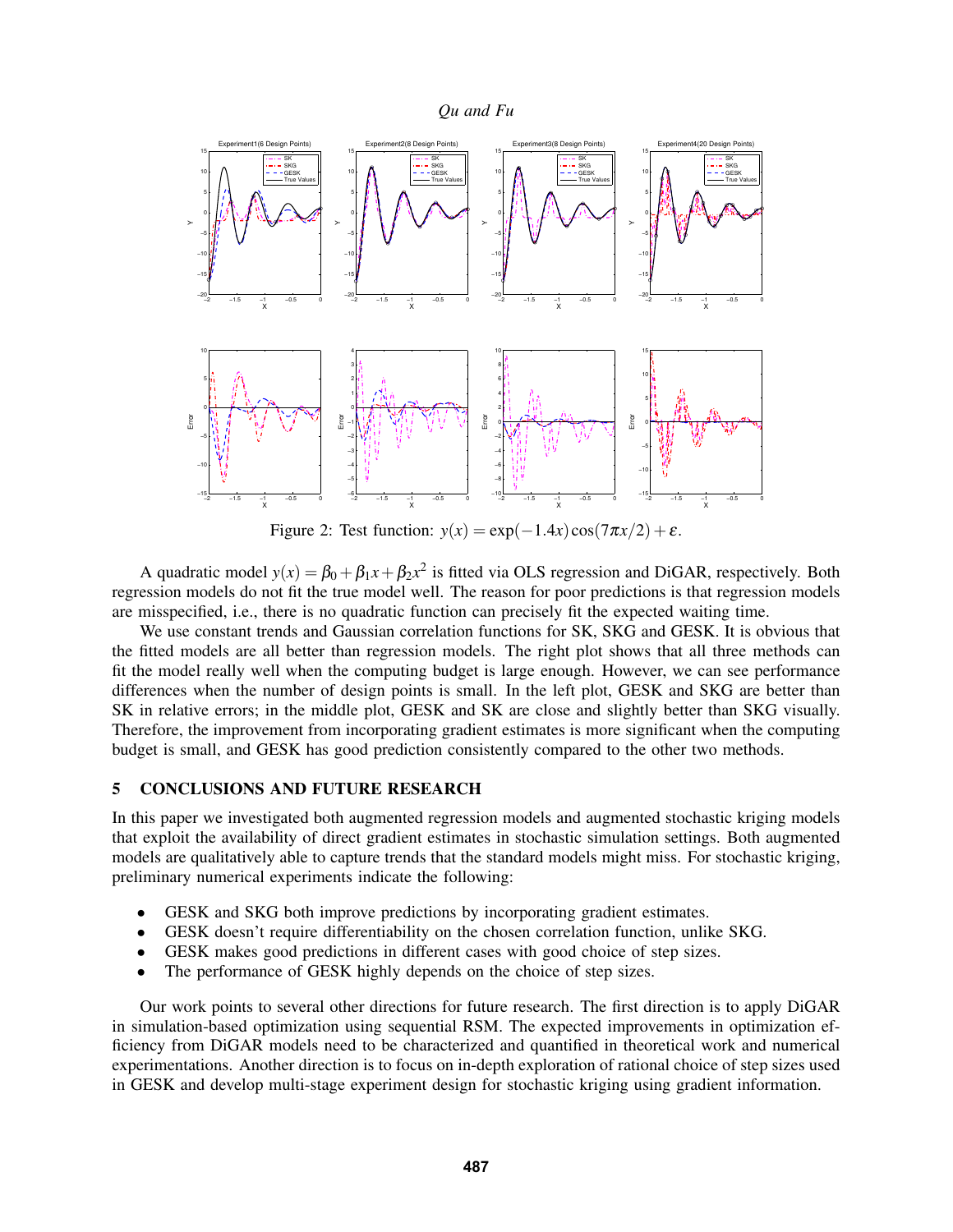Experiment1(6 Design Points)
Experiment2(8 Design Points)
Experiment3(8 Design Points)
Experiment4(20 Design Points)

SK
SKG
GESK
True Values

Y
X
Error

Figure 2: Test function: $y(x) = \exp(-1.4x)\cos(7\pi x/2) + \varepsilon$.

A quadratic model $y(x) = \beta_0 + \beta_1 x + \beta_2 x^2$ is fitted via OLS regression and DiGAR, respectively. Both regression models do not fit the true model well. The reason for poor predictions is that regression models are misspecified, i.e., there is no quadratic function can precisely fit the expected waiting time.

We use constant trends and Gaussian correlation functions for SK, SKG and GESK. It is obvious that the fitted models are all better than regression models. The right plot shows that all three methods can fit the model really well when the computing budget is large enough. However, we can see performance differences when the number of design points is small. In the left plot, GESK and SKG are better than SK in relative errors; in the middle plot, GESK and SK are close and slightly better than SKG visually. Therefore, the improvement from incorporating gradient estimates is more significant when the computing budget is small, and GESK has good prediction consistently compared to the other two methods.

## 5 CONCLUSIONS AND FUTURE RESEARCH

In this paper we investigated both augmented regression models and augmented stochastic kriging models that exploit the availability of direct gradient estimates in stochastic simulation settings. Both augmented models are qualitatively able to capture trends that the standard models might miss. For stochastic kriging, preliminary numerical experiments indicate the following:

- GESK and SKG both improve predictions by incorporating gradient estimates.
- GESK doesn't require differentiability on the chosen correlation function, unlike SKG.
- GESK makes good predictions in different cases with good choice of step sizes.
- The performance of GESK highly depends on the choice of step sizes.

Our work points to several other directions for future research. The first direction is to apply DiGAR in simulation-based optimization using sequential RSM. The expected improvements in optimization efficiency from DiGAR models need to be characterized and quantified in theoretical work and numerical experimentations. Another direction is to focus on in-depth exploration of rational choice of step sizes used in GESK and develop multi-stage experiment design for stochastic kriging using gradient information.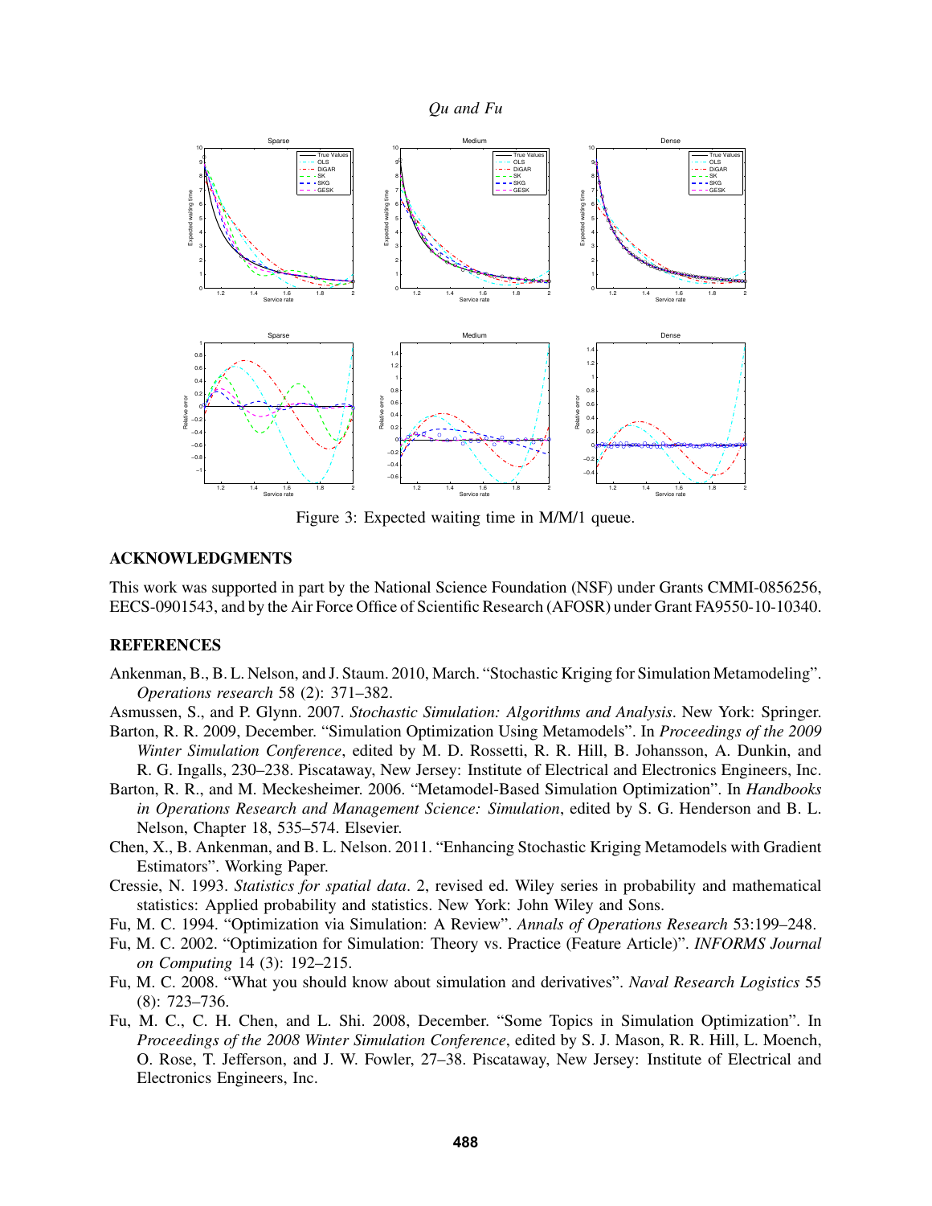Figure 3: Expected waiting time in M/M/1 queue.

## ACKNOWLEDGMENTS

This work was supported in part by the National Science Foundation (NSF) under Grants CMMI-0856256, EECS-0901543, and by the Air Force Office of Scientific Research (AFOSR) under Grant FA9550-10-10340.

## REFERENCES

Ankenman, B., B. L. Nelson, and J. Staum. 2010, March. "Stochastic Kriging for Simulation Metamodeling". *Operations research* 58 (2): 371–382.

Asmussen, S., and P. Glynn. 2007. *Stochastic Simulation: Algorithms and Analysis*. New York: Springer.

Barton, R. R. 2009, December. "Simulation Optimization Using Metamodels". In *Proceedings of the 2009 Winter Simulation Conference*, edited by M. D. Rossetti, R. R. Hill, B. Johansson, A. Dunkin, and R. G. Ingalls, 230–238. Piscataway, New Jersey: Institute of Electrical and Electronics Engineers, Inc.

Barton, R. R., and M. Meckesheimer. 2006. "Metamodel-Based Simulation Optimization". In *Handbooks in Operations Research and Management Science: Simulation*, edited by S. G. Henderson and B. L. Nelson, Chapter 18, 535–574. Elsevier.

Chen, X., B. Ankenman, and B. L. Nelson. 2011. "Enhancing Stochastic Kriging Metamodels with Gradient Estimators". Working Paper.

Cressie, N. 1993. *Statistics for spatial data*. 2, revised ed. Wiley series in probability and mathematical statistics: Applied probability and statistics. New York: John Wiley and Sons.

Fu, M. C. 1994. "Optimization via Simulation: A Review". *Annals of Operations Research* 53:199–248.

Fu, M. C. 2002. "Optimization for Simulation: Theory vs. Practice (Feature Article)". *INFORMS Journal on Computing* 14 (3): 192–215.

Fu, M. C. 2008. "What you should know about simulation and derivatives". *Naval Research Logistics* 55 (8): 723–736.

Fu, M. C., C. H. Chen, and L. Shi. 2008, December. "Some Topics in Simulation Optimization". In *Proceedings of the 2008 Winter Simulation Conference*, edited by S. J. Mason, R. R. Hill, L. Moench, O. Rose, T. Jefferson, and J. W. Fowler, 27–38. Piscataway, New Jersey: Institute of Electrical and Electronics Engineers, Inc.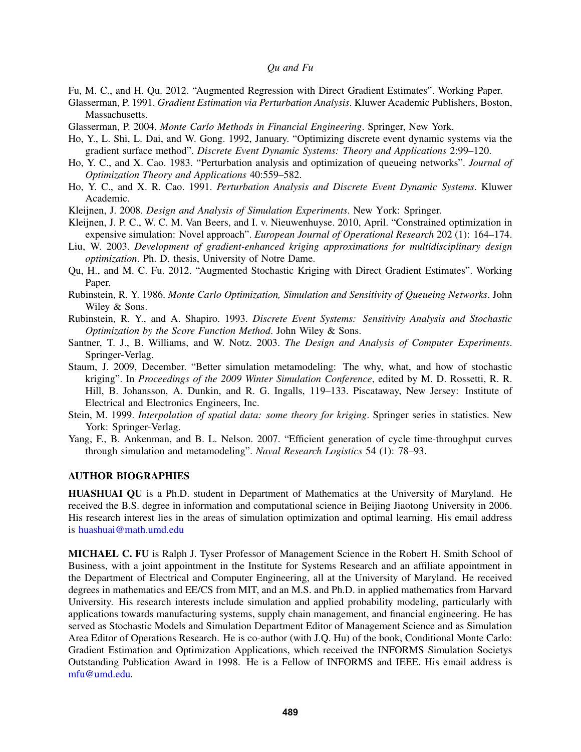Fu, M. C., and H. Qu. 2012. "Augmented Regression with Direct Gradient Estimates". Working Paper.

Glasserman, P. 1991. *Gradient Estimation via Perturbation Analysis*. Kluwer Academic Publishers, Boston, Massachusetts.

Glasserman, P. 2004. *Monte Carlo Methods in Financial Engineering*. Springer, New York.

Ho, Y., L. Shi, L. Dai, and W. Gong. 1992, January. "Optimizing discrete event dynamic systems via the gradient surface method". *Discrete Event Dynamic Systems: Theory and Applications* 2:99–120.

Ho, Y. C., and X. Cao. 1983. "Perturbation analysis and optimization of queueing networks". *Journal of Optimization Theory and Applications* 40:559–582.

Ho, Y. C., and X. R. Cao. 1991. *Perturbation Analysis and Discrete Event Dynamic Systems*. Kluwer Academic.

Kleijnen, J. 2008. *Design and Analysis of Simulation Experiments*. New York: Springer.

Kleijnen, J. P. C., W. C. M. Van Beers, and I. v. Nieuwenhuyse. 2010, April. "Constrained optimization in expensive simulation: Novel approach". *European Journal of Operational Research* 202 (1): 164–174.

Liu, W. 2003. *Development of gradient-enhanced kriging approximations for multidisciplinary design optimization*. Ph. D. thesis, University of Notre Dame.

Qu, H., and M. C. Fu. 2012. "Augmented Stochastic Kriging with Direct Gradient Estimates". Working Paper.

Rubinstein, R. Y. 1986. *Monte Carlo Optimization, Simulation and Sensitivity of Queueing Networks*. John Wiley & Sons.

Rubinstein, R. Y., and A. Shapiro. 1993. *Discrete Event Systems: Sensitivity Analysis and Stochastic Optimization by the Score Function Method*. John Wiley & Sons.

Santner, T. J., B. Williams, and W. Notz. 2003. *The Design and Analysis of Computer Experiments*. Springer-Verlag.

Staum, J. 2009, December. "Better simulation metamodeling: The why, what, and how of stochastic kriging". In *Proceedings of the 2009 Winter Simulation Conference*, edited by M. D. Rossetti, R. R. Hill, B. Johansson, A. Dunkin, and R. G. Ingalls, 119–133. Piscataway, New Jersey: Institute of Electrical and Electronics Engineers, Inc.

Stein, M. 1999. *Interpolation of spatial data: some theory for kriging*. Springer series in statistics. New York: Springer-Verlag.

Yang, F., B. Ankenman, and B. L. Nelson. 2007. "Efficient generation of cycle time-throughput curves through simulation and metamodeling". *Naval Research Logistics* 54 (1): 78–93.

## AUTHOR BIOGRAPHIES

**HUASHUAI QU** is a Ph.D. student in Department of Mathematics at the University of Maryland. He received the B.S. degree in information and computational science in Beijing Jiaotong University in 2006. His research interest lies in the areas of simulation optimization and optimal learning. His email address is huashuai@math.umd.edu

**MICHAEL C. FU** is Ralph J. Tyser Professor of Management Science in the Robert H. Smith School of Business, with a joint appointment in the Institute for Systems Research and an affiliate appointment in the Department of Electrical and Computer Engineering, all at the University of Maryland. He received degrees in mathematics and EE/CS from MIT, and an M.S. and Ph.D. in applied mathematics from Harvard University. His research interests include simulation and applied probability modeling, particularly with applications towards manufacturing systems, supply chain management, and financial engineering. He has served as Stochastic Models and Simulation Department Editor of Management Science and as Simulation Area Editor of Operations Research. He is co-author (with J.Q. Hu) of the book, Conditional Monte Carlo: Gradient Estimation and Optimization Applications, which received the INFORMS Simulation Societys Outstanding Publication Award in 1998. He is a Fellow of INFORMS and IEEE. His email address is mfu@umd.edu.